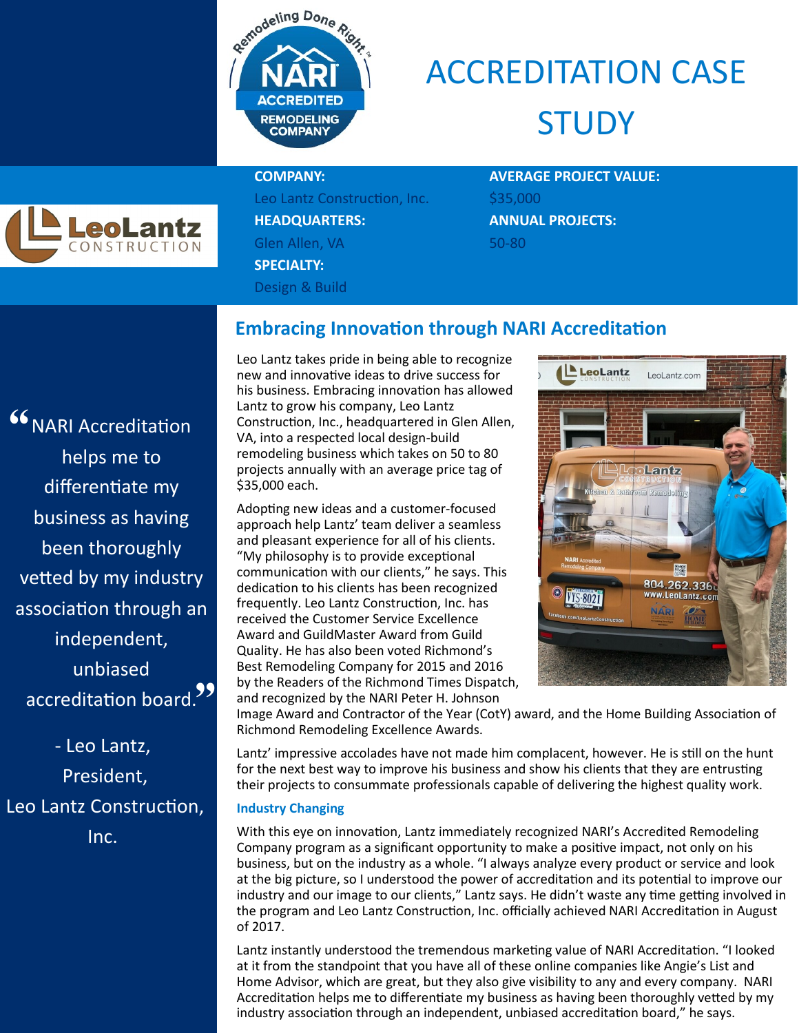# ACCREDITATION CASE STUDY

**COMPANY:**
Leo Lantz Construction, Inc.

**HEADQUARTERS:**
Glen Allen, VA

**SPECIALTY:**
Design & Build

**AVERAGE PROJECT VALUE:**
$35,000

**ANNUAL PROJECTS:**
50-80

> "NARI Accreditation helps me to differentiate my business as having been thoroughly vetted by my industry association through an independent, unbiased accreditation board."
>
> - Leo Lantz, President, Leo Lantz Construction, Inc.

## Embracing Innovation through NARI Accreditation

Leo Lantz takes pride in being able to recognize new and innovative ideas to drive success for his business. Embracing innovation has allowed Lantz to grow his company, Leo Lantz Construction, Inc., headquartered in Glen Allen, VA, into a respected local design-build remodeling business which takes on 50 to 80 projects annually with an average price tag of $35,000 each.

Adopting new ideas and a customer-focused approach help Lantz' team deliver a seamless and pleasant experience for all of his clients. "My philosophy is to provide exceptional communication with our clients," he says. This dedication to his clients has been recognized frequently. Leo Lantz Construction, Inc. has received the Customer Service Excellence Award and GuildMaster Award from Guild Quality. He has also been voted Richmond's Best Remodeling Company for 2015 and 2016 by the Readers of the Richmond Times Dispatch, and recognized by the NARI Peter H. Johnson Image Award and Contractor of the Year (CotY) award, and the Home Building Association of Richmond Remodeling Excellence Awards.

Lantz' impressive accolades have not made him complacent, however. He is still on the hunt for the next best way to improve his business and show his clients that they are entrusting their projects to consummate professionals capable of delivering the highest quality work.

### Industry Changing

With this eye on innovation, Lantz immediately recognized NARI's Accredited Remodeling Company program as a significant opportunity to make a positive impact, not only on his business, but on the industry as a whole. "I always analyze every product or service and look at the big picture, so I understood the power of accreditation and its potential to improve our industry and our image to our clients," Lantz says. He didn't waste any time getting involved in the program and Leo Lantz Construction, Inc. officially achieved NARI Accreditation in August of 2017.

Lantz instantly understood the tremendous marketing value of NARI Accreditation. "I looked at it from the standpoint that you have all of these online companies like Angie's List and Home Advisor, which are great, but they also give visibility to any and every company. NARI Accreditation helps me to differentiate my business as having been thoroughly vetted by my industry association through an independent, unbiased accreditation board," he says.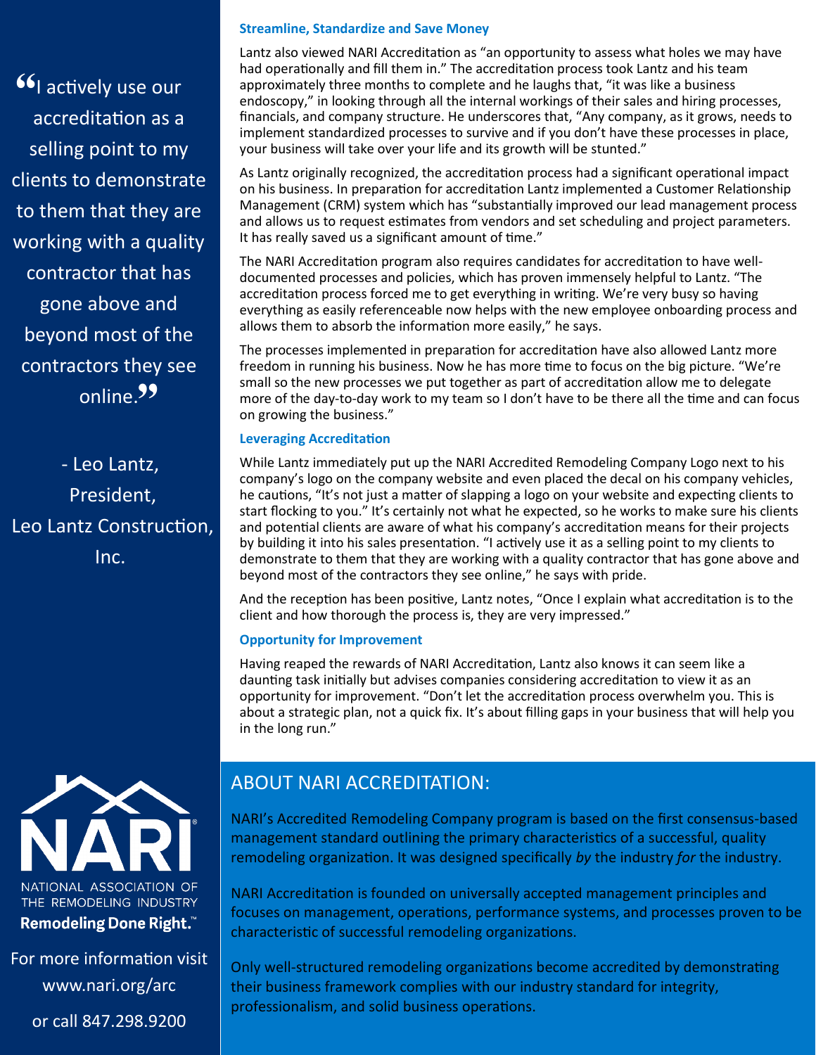> "I actively use our accreditation as a selling point to my clients to demonstrate to them that they are working with a quality contractor that has gone above and beyond most of the contractors they see online."
>
> - Leo Lantz, President, Leo Lantz Construction, Inc.

### Streamline, Standardize and Save Money

Lantz also viewed NARI Accreditation as "an opportunity to assess what holes we may have had operationally and fill them in." The accreditation process took Lantz and his team approximately three months to complete and he laughs that, "it was like a business endoscopy," in looking through all the internal workings of their sales and hiring processes, financials, and company structure. He underscores that, "Any company, as it grows, needs to implement standardized processes to survive and if you don't have these processes in place, your business will take over your life and its growth will be stunted."

As Lantz originally recognized, the accreditation process had a significant operational impact on his business. In preparation for accreditation Lantz implemented a Customer Relationship Management (CRM) system which has "substantially improved our lead management process and allows us to request estimates from vendors and set scheduling and project parameters. It has really saved us a significant amount of time."

The NARI Accreditation program also requires candidates for accreditation to have well-documented processes and policies, which has proven immensely helpful to Lantz. "The accreditation process forced me to get everything in writing. We're very busy so having everything as easily referenceable now helps with the new employee onboarding process and allows them to absorb the information more easily," he says.

The processes implemented in preparation for accreditation have also allowed Lantz more freedom in running his business. Now he has more time to focus on the big picture. "We're small so the new processes we put together as part of accreditation allow me to delegate more of the day-to-day work to my team so I don't have to be there all the time and can focus on growing the business."

### Leveraging Accreditation

While Lantz immediately put up the NARI Accredited Remodeling Company Logo next to his company's logo on the company website and even placed the decal on his company vehicles, he cautions, "It's not just a matter of slapping a logo on your website and expecting clients to start flocking to you." It's certainly not what he expected, so he works to make sure his clients and potential clients are aware of what his company's accreditation means for their projects by building it into his sales presentation. "I actively use it as a selling point to my clients to demonstrate to them that they are working with a quality contractor that has gone above and beyond most of the contractors they see online," he says with pride.

And the reception has been positive, Lantz notes, "Once I explain what accreditation is to the client and how thorough the process is, they are very impressed."

### Opportunity for Improvement

Having reaped the rewards of NARI Accreditation, Lantz also knows it can seem like a daunting task initially but advises companies considering accreditation to view it as an opportunity for improvement. "Don't let the accreditation process overwhelm you. This is about a strategic plan, not a quick fix. It's about filling gaps in your business that will help you in the long run."

## ABOUT NARI ACCREDITATION:

NARI's Accredited Remodeling Company program is based on the first consensus-based management standard outlining the primary characteristics of a successful, quality remodeling organization. It was designed specifically *by* the industry *for* the industry.

NARI Accreditation is founded on universally accepted management principles and focuses on management, operations, performance systems, and processes proven to be characteristic of successful remodeling organizations.

Only well-structured remodeling organizations become accredited by demonstrating their business framework complies with our industry standard for integrity, professionalism, and solid business operations.

NARI®
NATIONAL ASSOCIATION OF THE REMODELING INDUSTRY
**Remodeling Done Right.™**

For more information visit www.nari.org/arc

or call 847.298.9200